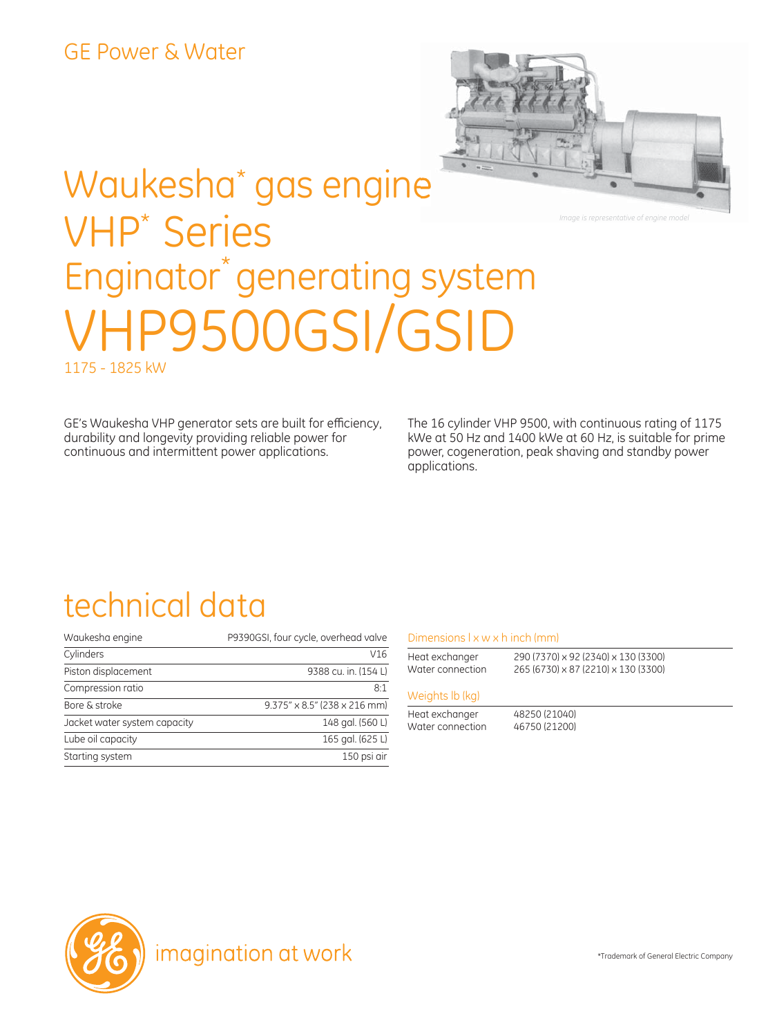GE Power & Water

# Waukesha* gas engine VHP* Series Enginator* generating system

# VHP9500GSI/GSID

1175 - 1825 kW

*Image is representative of engine model*

GE's Waukesha VHP generator sets are built for efficiency, durability and longevity providing reliable power for continuous and intermittent power applications.

The 16 cylinder VHP 9500, with continuous rating of 1175 kWe at 50 Hz and 1400 kWe at 60 Hz, is suitable for prime power, cogeneration, peak shaving and standby power applications.

## technical data

| | |
|---|---|
| Waukesha engine | P9390GSI, four cycle, overhead valve |
| Cylinders | V16 |
| Piston displacement | 9388 cu. in. (154 L) |
| Compression ratio | 8:1 |
| Bore & stroke | 9.375" x 8.5" (238 x 216 mm) |
| Jacket water system capacity | 148 gal. (560 L) |
| Lube oil capacity | 165 gal. (625 L) |
| Starting system | 150 psi air |

### Dimensions l x w x h inch (mm)

| | |
|---|---|
| Heat exchanger | 290 (7370) x 92 (2340) x 130 (3300) |
| Water connection | 265 (6730) x 87 (2210) x 130 (3300) |

### Weights lb (kg)

| | |
|---|---|
| Heat exchanger | 48250 (21040) |
| Water connection | 46750 (21200) |

imagination at work

*Trademark of General Electric Company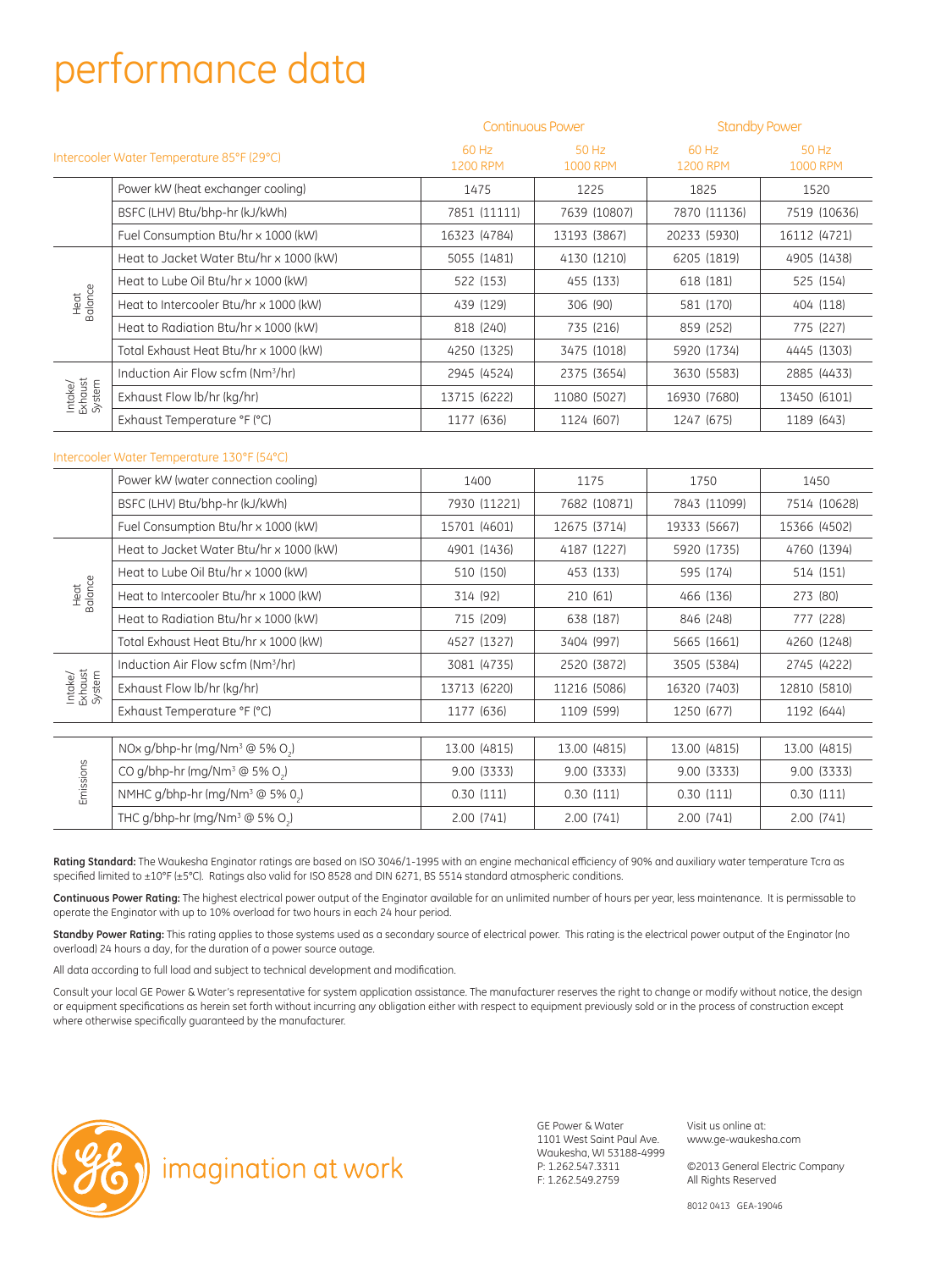# performance data

| | | Continuous Power | | Standby Power | |
|---|---|---|---|---|---|
| Intercooler Water Temperature 85°F (29°C) | | 60 Hz 1200 RPM | 50 Hz 1000 RPM | 60 Hz 1200 RPM | 50 Hz 1000 RPM |
| | Power kW (heat exchanger cooling) | 1475 | 1225 | 1825 | 1520 |
| | BSFC (LHV) Btu/bhp-hr (kJ/kWh) | 7851 (11111) | 7639 (10807) | 7870 (11136) | 7519 (10636) |
| | Fuel Consumption Btu/hr x 1000 (kW) | 16323 (4784) | 13193 (3867) | 20233 (5930) | 16112 (4721) |
| Heat Balance | Heat to Jacket Water Btu/hr x 1000 (kW) | 5055 (1481) | 4130 (1210) | 6205 (1819) | 4905 (1438) |
| | Heat to Lube Oil Btu/hr x 1000 (kW) | 522 (153) | 455 (133) | 618 (181) | 525 (154) |
| | Heat to Intercooler Btu/hr x 1000 (kW) | 439 (129) | 306 (90) | 581 (170) | 404 (118) |
| | Heat to Radiation Btu/hr x 1000 (kW) | 818 (240) | 735 (216) | 859 (252) | 775 (227) |
| | Total Exhaust Heat Btu/hr x 1000 (kW) | 4250 (1325) | 3475 (1018) | 5920 (1734) | 4445 (1303) |
| Intake/ Exhaust System | Induction Air Flow scfm (Nm³/hr) | 2945 (4524) | 2375 (3654) | 3630 (5583) | 2885 (4433) |
| | Exhaust Flow lb/hr (kg/hr) | 13715 (6222) | 11080 (5027) | 16930 (7680) | 13450 (6101) |
| | Exhaust Temperature °F (°C) | 1177 (636) | 1124 (607) | 1247 (675) | 1189 (643) |
| Intercooler Water Temperature 130°F (54°C) | | | | | |
| | Power kW (water connection cooling) | 1400 | 1175 | 1750 | 1450 |
| | BSFC (LHV) Btu/bhp-hr (kJ/kWh) | 7930 (11221) | 7682 (10871) | 7843 (11099) | 7514 (10628) |
| | Fuel Consumption Btu/hr x 1000 (kW) | 15701 (4601) | 12675 (3714) | 19333 (5667) | 15366 (4502) |
| Heat Balance | Heat to Jacket Water Btu/hr x 1000 (kW) | 4901 (1436) | 4187 (1227) | 5920 (1735) | 4760 (1394) |
| | Heat to Lube Oil Btu/hr x 1000 (kW) | 510 (150) | 453 (133) | 595 (174) | 514 (151) |
| | Heat to Intercooler Btu/hr x 1000 (kW) | 314 (92) | 210 (61) | 466 (136) | 273 (80) |
| | Heat to Radiation Btu/hr x 1000 (kW) | 715 (209) | 638 (187) | 846 (248) | 777 (228) |
| | Total Exhaust Heat Btu/hr x 1000 (kW) | 4527 (1327) | 3404 (997) | 5665 (1661) | 4260 (1248) |
| Intake/ Exhaust System | Induction Air Flow scfm (Nm³/hr) | 3081 (4735) | 2520 (3872) | 3505 (5384) | 2745 (4222) |
| | Exhaust Flow lb/hr (kg/hr) | 13713 (6220) | 11216 (5086) | 16320 (7403) | 12810 (5810) |
| | Exhaust Temperature °F (°C) | 1177 (636) | 1109 (599) | 1250 (677) | 1192 (644) |
| Emissions | NOx g/bhp-hr (mg/Nm³ @ 5% $O_2$) | 13.00 (4815) | 13.00 (4815) | 13.00 (4815) | 13.00 (4815) |
| | CO g/bhp-hr (mg/Nm³ @ 5% $O_2$) | 9.00 (3333) | 9.00 (3333) | 9.00 (3333) | 9.00 (3333) |
| | NMHC g/bhp-hr (mg/Nm³ @ 5% $O_2$) | 0.30 (111) | 0.30 (111) | 0.30 (111) | 0.30 (111) |
| | THC g/bhp-hr (mg/Nm³ @ 5% $O_2$) | 2.00 (741) | 2.00 (741) | 2.00 (741) | 2.00 (741) |

**Rating Standard:** The Waukesha Enginator ratings are based on ISO 3046/1-1995 with an engine mechanical efficiency of 90% and auxiliary water temperature Tcra as specified limited to ±10°F (±5°C). Ratings also valid for ISO 8528 and DIN 6271, BS 5514 standard atmospheric conditions.

**Continuous Power Rating:** The highest electrical power output of the Enginator available for an unlimited number of hours per year, less maintenance. It is permissable to operate the Enginator with up to 10% overload for two hours in each 24 hour period.

**Standby Power Rating:** This rating applies to those systems used as a secondary source of electrical power. This rating is the electrical power output of the Enginator (no overload) 24 hours a day, for the duration of a power source outage.

All data according to full load and subject to technical development and modification.

Consult your local GE Power & Water's representative for system application assistance. The manufacturer reserves the right to change or modify without notice, the design or equipment specifications as herein set forth without incurring any obligation either with respect to equipment previously sold or in the process of construction except where otherwise specifically guaranteed by the manufacturer.

imagination at work

GE Power & Water
1101 West Saint Paul Ave.
Waukesha, WI 53188-4999
P: 1.262.547.3311
F: 1.262.549.2759

Visit us online at:
www.ge-waukesha.com

©2013 General Electric Company
All Rights Reserved

8012 0413 GEA-19046